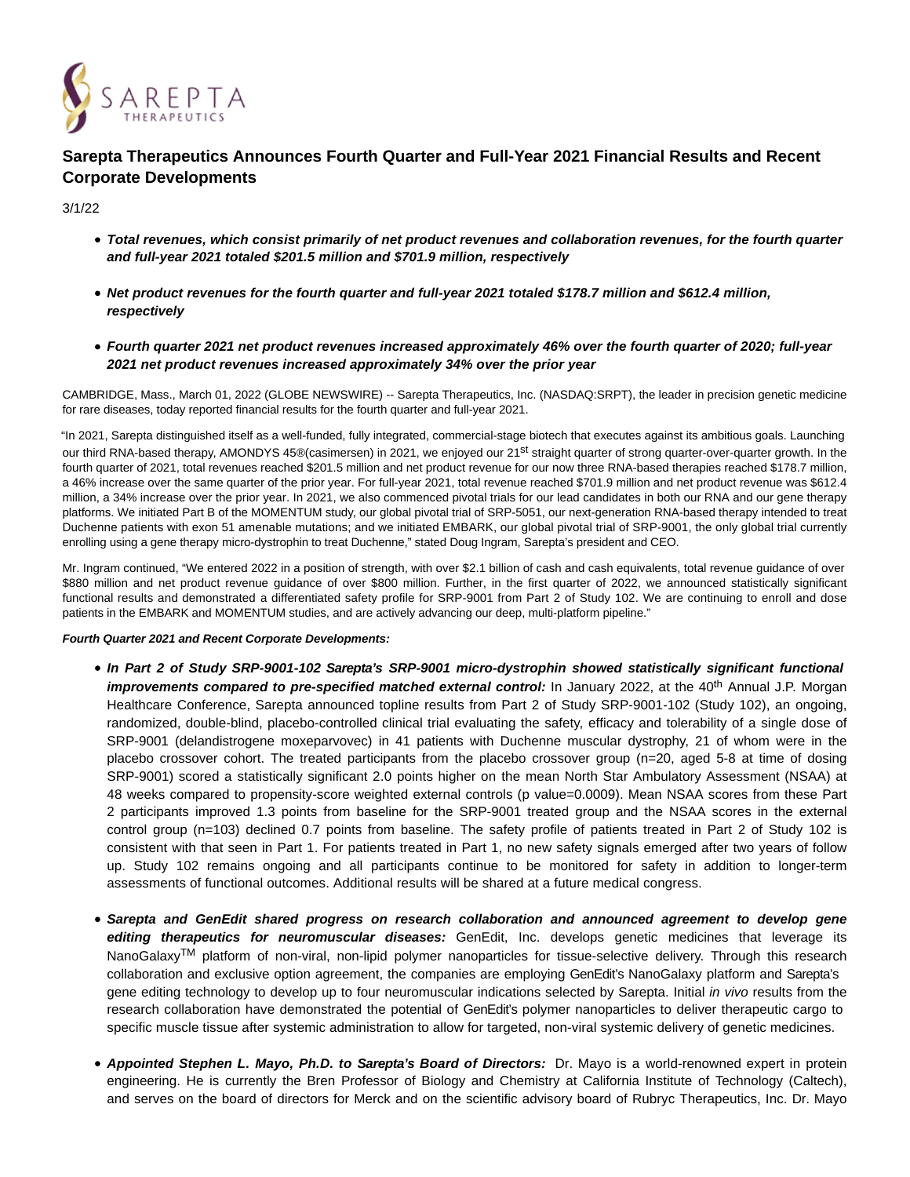# Sarepta Therapeutics Announces Fourth Quarter and Full-Year 2021 Financial Results and Recent Corporate Developments

3/1/22

- ***Total revenues, which consist primarily of net product revenues and collaboration revenues, for the fourth quarter and full-year 2021 totaled $201.5 million and $701.9 million, respectively***
- ***Net product revenues for the fourth quarter and full-year 2021 totaled $178.7 million and $612.4 million, respectively***
- ***Fourth quarter 2021 net product revenues increased approximately 46% over the fourth quarter of 2020; full-year 2021 net product revenues increased approximately 34% over the prior year***

CAMBRIDGE, Mass., March 01, 2022 (GLOBE NEWSWIRE) -- Sarepta Therapeutics, Inc. (NASDAQ:SRPT), the leader in precision genetic medicine for rare diseases, today reported financial results for the fourth quarter and full-year 2021.

"In 2021, Sarepta distinguished itself as a well-funded, fully integrated, commercial-stage biotech that executes against its ambitious goals. Launching our third RNA-based therapy, AMONDYS 45®(casimersen) in 2021, we enjoyed our 21st straight quarter of strong quarter-over-quarter growth. In the fourth quarter of 2021, total revenues reached $201.5 million and net product revenue for our now three RNA-based therapies reached $178.7 million, a 46% increase over the same quarter of the prior year. For full-year 2021, total revenue reached $701.9 million and net product revenue was $612.4 million, a 34% increase over the prior year. In 2021, we also commenced pivotal trials for our lead candidates in both our RNA and our gene therapy platforms. We initiated Part B of the MOMENTUM study, our global pivotal trial of SRP-5051, our next-generation RNA-based therapy intended to treat Duchenne patients with exon 51 amenable mutations; and we initiated EMBARK, our global pivotal trial of SRP-9001, the only global trial currently enrolling using a gene therapy micro-dystrophin to treat Duchenne," stated Doug Ingram, Sarepta's president and CEO.

Mr. Ingram continued, "We entered 2022 in a position of strength, with over $2.1 billion of cash and cash equivalents, total revenue guidance of over $880 million and net product revenue guidance of over $800 million. Further, in the first quarter of 2022, we announced statistically significant functional results and demonstrated a differentiated safety profile for SRP-9001 from Part 2 of Study 102. We are continuing to enroll and dose patients in the EMBARK and MOMENTUM studies, and are actively advancing our deep, multi-platform pipeline."

***Fourth Quarter 2021 and Recent Corporate Developments:***

- ***In Part 2 of Study SRP-9001-102 Sarepta's SRP-9001 micro-dystrophin showed statistically significant functional improvements compared to pre-specified matched external control:*** In January 2022, at the 40th Annual J.P. Morgan Healthcare Conference, Sarepta announced topline results from Part 2 of Study SRP-9001-102 (Study 102), an ongoing, randomized, double-blind, placebo-controlled clinical trial evaluating the safety, efficacy and tolerability of a single dose of SRP-9001 (delandistrogene moxeparvovec) in 41 patients with Duchenne muscular dystrophy, 21 of whom were in the placebo crossover cohort. The treated participants from the placebo crossover group (n=20, aged 5-8 at time of dosing SRP-9001) scored a statistically significant 2.0 points higher on the mean North Star Ambulatory Assessment (NSAA) at 48 weeks compared to propensity-score weighted external controls (p value=0.0009). Mean NSAA scores from these Part 2 participants improved 1.3 points from baseline for the SRP-9001 treated group and the NSAA scores in the external control group (n=103) declined 0.7 points from baseline. The safety profile of patients treated in Part 2 of Study 102 is consistent with that seen in Part 1. For patients treated in Part 1, no new safety signals emerged after two years of follow up. Study 102 remains ongoing and all participants continue to be monitored for safety in addition to longer-term assessments of functional outcomes. Additional results will be shared at a future medical congress.
- ***Sarepta and GenEdit shared progress on research collaboration and announced agreement to develop gene editing therapeutics for neuromuscular diseases:*** GenEdit, Inc. develops genetic medicines that leverage its NanoGalaxy™ platform of non-viral, non-lipid polymer nanoparticles for tissue-selective delivery. Through this research collaboration and exclusive option agreement, the companies are employing GenEdit's NanoGalaxy platform and Sarepta's gene editing technology to develop up to four neuromuscular indications selected by Sarepta. Initial *in vivo* results from the research collaboration have demonstrated the potential of GenEdit's polymer nanoparticles to deliver therapeutic cargo to specific muscle tissue after systemic administration to allow for targeted, non-viral systemic delivery of genetic medicines.
- ***Appointed Stephen L. Mayo, Ph.D. to Sarepta's Board of Directors:*** Dr. Mayo is a world-renowned expert in protein engineering. He is currently the Bren Professor of Biology and Chemistry at California Institute of Technology (Caltech), and serves on the board of directors for Merck and on the scientific advisory board of Rubryc Therapeutics, Inc. Dr. Mayo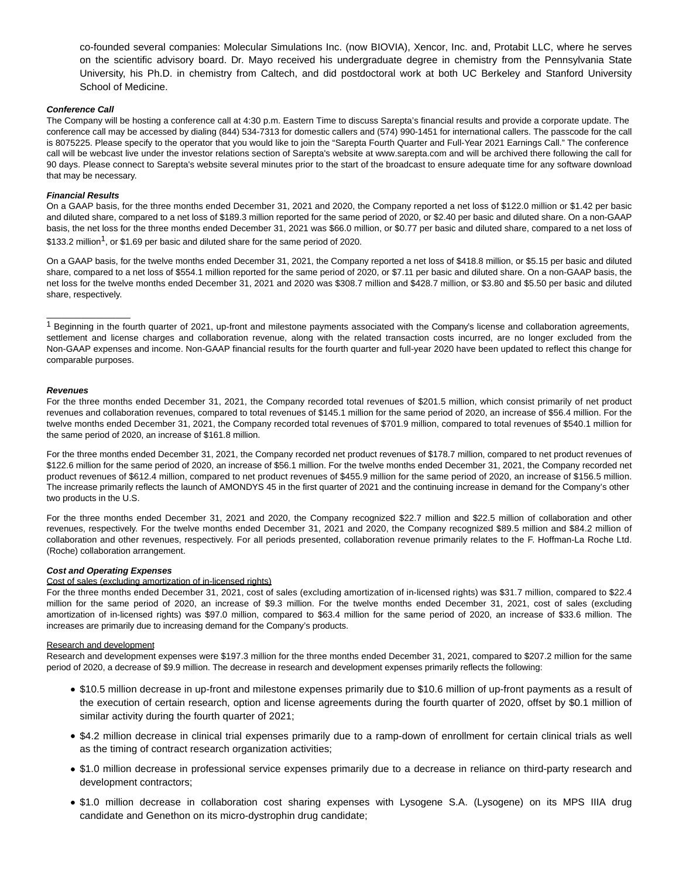co-founded several companies: Molecular Simulations Inc. (now BIOVIA), Xencor, Inc. and, Protabit LLC, where he serves on the scientific advisory board. Dr. Mayo received his undergraduate degree in chemistry from the Pennsylvania State University, his Ph.D. in chemistry from Caltech, and did postdoctoral work at both UC Berkeley and Stanford University School of Medicine.

***Conference Call***

The Company will be hosting a conference call at 4:30 p.m. Eastern Time to discuss Sarepta's financial results and provide a corporate update. The conference call may be accessed by dialing (844) 534-7313 for domestic callers and (574) 990-1451 for international callers. The passcode for the call is 8075225. Please specify to the operator that you would like to join the "Sarepta Fourth Quarter and Full-Year 2021 Earnings Call." The conference call will be webcast live under the investor relations section of Sarepta's website at www.sarepta.com and will be archived there following the call for 90 days. Please connect to Sarepta's website several minutes prior to the start of the broadcast to ensure adequate time for any software download that may be necessary.

***Financial Results***

On a GAAP basis, for the three months ended December 31, 2021 and 2020, the Company reported a net loss of $122.0 million or $1.42 per basic and diluted share, compared to a net loss of $189.3 million reported for the same period of 2020, or $2.40 per basic and diluted share. On a non-GAAP basis, the net loss for the three months ended December 31, 2021 was $66.0 million, or $0.77 per basic and diluted share, compared to a net loss of $133.2 million[1], or $1.69 per basic and diluted share for the same period of 2020.

On a GAAP basis, for the twelve months ended December 31, 2021, the Company reported a net loss of $418.8 million, or $5.15 per basic and diluted share, compared to a net loss of $554.1 million reported for the same period of 2020, or $7.11 per basic and diluted share. On a non-GAAP basis, the net loss for the twelve months ended December 31, 2021 and 2020 was $308.7 million and $428.7 million, or $3.80 and $5.50 per basic and diluted share, respectively.

[1] Beginning in the fourth quarter of 2021, up-front and milestone payments associated with the Company's license and collaboration agreements, settlement and license charges and collaboration revenue, along with the related transaction costs incurred, are no longer excluded from the Non-GAAP expenses and income. Non-GAAP financial results for the fourth quarter and full-year 2020 have been updated to reflect this change for comparable purposes.

***Revenues***

For the three months ended December 31, 2021, the Company recorded total revenues of $201.5 million, which consist primarily of net product revenues and collaboration revenues, compared to total revenues of $145.1 million for the same period of 2020, an increase of $56.4 million. For the twelve months ended December 31, 2021, the Company recorded total revenues of $701.9 million, compared to total revenues of $540.1 million for the same period of 2020, an increase of $161.8 million.

For the three months ended December 31, 2021, the Company recorded net product revenues of $178.7 million, compared to net product revenues of $122.6 million for the same period of 2020, an increase of $56.1 million. For the twelve months ended December 31, 2021, the Company recorded net product revenues of $612.4 million, compared to net product revenues of $455.9 million for the same period of 2020, an increase of $156.5 million. The increase primarily reflects the launch of AMONDYS 45 in the first quarter of 2021 and the continuing increase in demand for the Company's other two products in the U.S.

For the three months ended December 31, 2021 and 2020, the Company recognized $22.7 million and $22.5 million of collaboration and other revenues, respectively. For the twelve months ended December 31, 2021 and 2020, the Company recognized $89.5 million and $84.2 million of collaboration and other revenues, respectively. For all periods presented, collaboration revenue primarily relates to the F. Hoffman-La Roche Ltd. (Roche) collaboration arrangement.

***Cost and Operating Expenses***

Cost of sales (excluding amortization of in-licensed rights)

For the three months ended December 31, 2021, cost of sales (excluding amortization of in-licensed rights) was $31.7 million, compared to $22.4 million for the same period of 2020, an increase of $9.3 million. For the twelve months ended December 31, 2021, cost of sales (excluding amortization of in-licensed rights) was $97.0 million, compared to $63.4 million for the same period of 2020, an increase of $33.6 million. The increases are primarily due to increasing demand for the Company's products.

Research and development

Research and development expenses were $197.3 million for the three months ended December 31, 2021, compared to $207.2 million for the same period of 2020, a decrease of $9.9 million. The decrease in research and development expenses primarily reflects the following:

- $10.5 million decrease in up-front and milestone expenses primarily due to $10.6 million of up-front payments as a result of the execution of certain research, option and license agreements during the fourth quarter of 2020, offset by $0.1 million of similar activity during the fourth quarter of 2021;
- $4.2 million decrease in clinical trial expenses primarily due to a ramp-down of enrollment for certain clinical trials as well as the timing of contract research organization activities;
- $1.0 million decrease in professional service expenses primarily due to a decrease in reliance on third-party research and development contractors;
- $1.0 million decrease in collaboration cost sharing expenses with Lysogene S.A. (Lysogene) on its MPS IIIA drug candidate and Genethon on its micro-dystrophin drug candidate;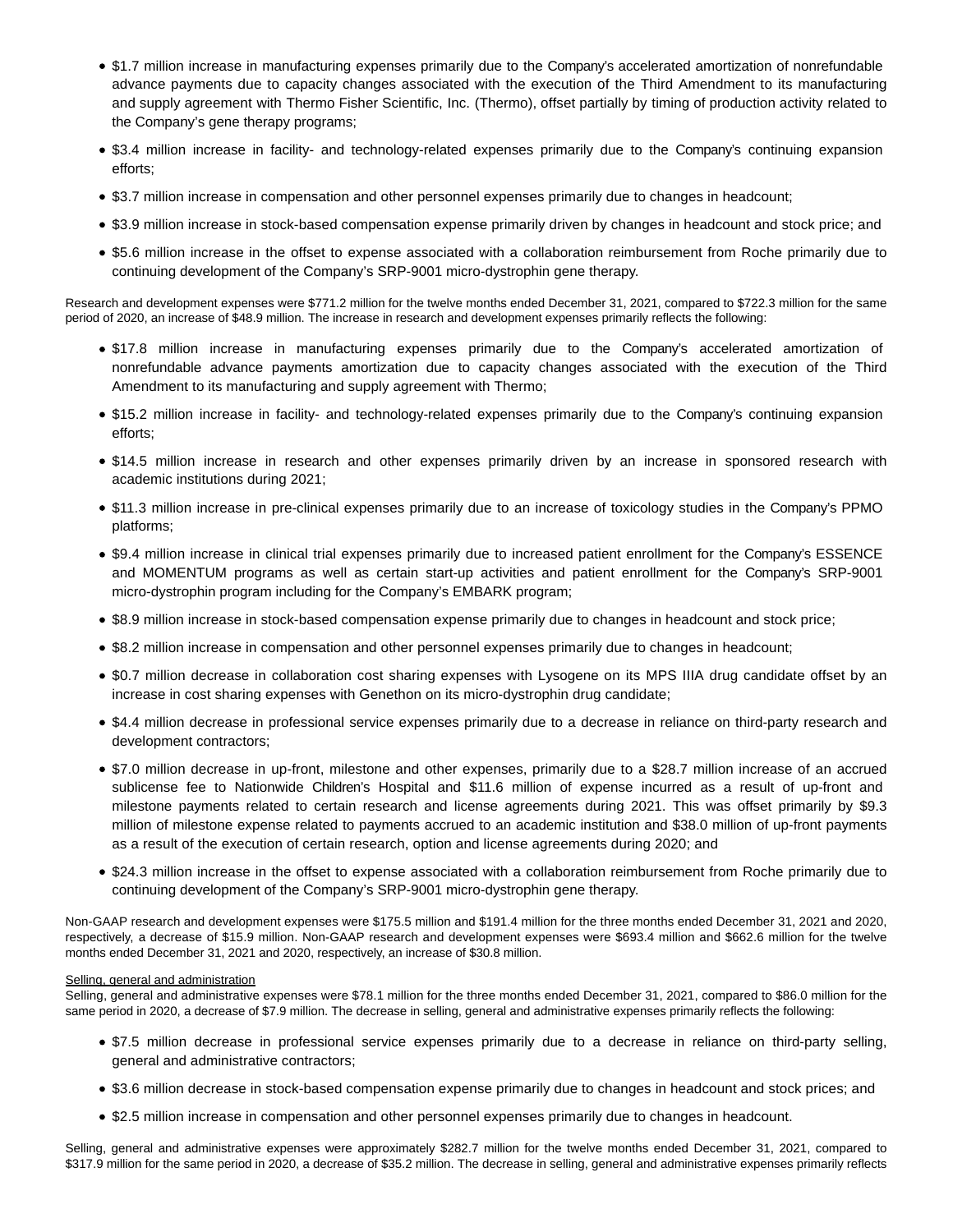- $1.7 million increase in manufacturing expenses primarily due to the Company's accelerated amortization of nonrefundable advance payments due to capacity changes associated with the execution of the Third Amendment to its manufacturing and supply agreement with Thermo Fisher Scientific, Inc. (Thermo), offset partially by timing of production activity related to the Company's gene therapy programs;
- $3.4 million increase in facility- and technology-related expenses primarily due to the Company's continuing expansion efforts;
- $3.7 million increase in compensation and other personnel expenses primarily due to changes in headcount;
- $3.9 million increase in stock-based compensation expense primarily driven by changes in headcount and stock price; and
- $5.6 million increase in the offset to expense associated with a collaboration reimbursement from Roche primarily due to continuing development of the Company's SRP-9001 micro-dystrophin gene therapy.

Research and development expenses were $771.2 million for the twelve months ended December 31, 2021, compared to $722.3 million for the same period of 2020, an increase of $48.9 million. The increase in research and development expenses primarily reflects the following:

- $17.8 million increase in manufacturing expenses primarily due to the Company's accelerated amortization of nonrefundable advance payments amortization due to capacity changes associated with the execution of the Third Amendment to its manufacturing and supply agreement with Thermo;
- $15.2 million increase in facility- and technology-related expenses primarily due to the Company's continuing expansion efforts;
- $14.5 million increase in research and other expenses primarily driven by an increase in sponsored research with academic institutions during 2021;
- $11.3 million increase in pre-clinical expenses primarily due to an increase of toxicology studies in the Company's PPMO platforms;
- $9.4 million increase in clinical trial expenses primarily due to increased patient enrollment for the Company's ESSENCE and MOMENTUM programs as well as certain start-up activities and patient enrollment for the Company's SRP-9001 micro-dystrophin program including for the Company's EMBARK program;
- $8.9 million increase in stock-based compensation expense primarily due to changes in headcount and stock price;
- $8.2 million increase in compensation and other personnel expenses primarily due to changes in headcount;
- $0.7 million decrease in collaboration cost sharing expenses with Lysogene on its MPS IIIA drug candidate offset by an increase in cost sharing expenses with Genethon on its micro-dystrophin drug candidate;
- $4.4 million decrease in professional service expenses primarily due to a decrease in reliance on third-party research and development contractors;
- $7.0 million decrease in up-front, milestone and other expenses, primarily due to a $28.7 million increase of an accrued sublicense fee to Nationwide Children's Hospital and $11.6 million of expense incurred as a result of up-front and milestone payments related to certain research and license agreements during 2021. This was offset primarily by $9.3 million of milestone expense related to payments accrued to an academic institution and $38.0 million of up-front payments as a result of the execution of certain research, option and license agreements during 2020; and
- $24.3 million increase in the offset to expense associated with a collaboration reimbursement from Roche primarily due to continuing development of the Company's SRP-9001 micro-dystrophin gene therapy.

Non-GAAP research and development expenses were $175.5 million and $191.4 million for the three months ended December 31, 2021 and 2020, respectively, a decrease of $15.9 million. Non-GAAP research and development expenses were $693.4 million and $662.6 million for the twelve months ended December 31, 2021 and 2020, respectively, an increase of $30.8 million.

Selling, general and administration

Selling, general and administrative expenses were $78.1 million for the three months ended December 31, 2021, compared to $86.0 million for the same period in 2020, a decrease of $7.9 million. The decrease in selling, general and administrative expenses primarily reflects the following:

- $7.5 million decrease in professional service expenses primarily due to a decrease in reliance on third-party selling, general and administrative contractors;
- $3.6 million decrease in stock-based compensation expense primarily due to changes in headcount and stock prices; and
- $2.5 million increase in compensation and other personnel expenses primarily due to changes in headcount.

Selling, general and administrative expenses were approximately $282.7 million for the twelve months ended December 31, 2021, compared to $317.9 million for the same period in 2020, a decrease of $35.2 million. The decrease in selling, general and administrative expenses primarily reflects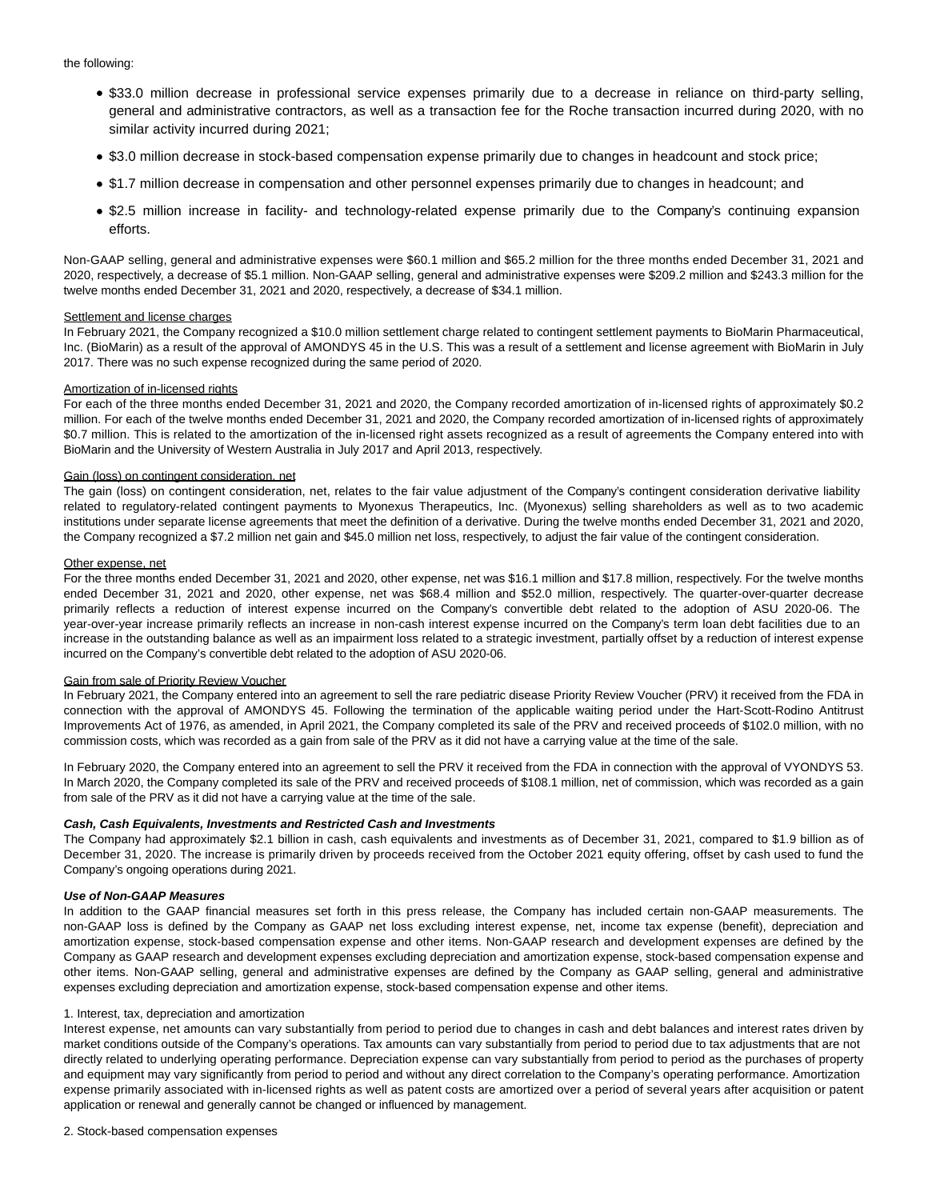the following:

- $33.0 million decrease in professional service expenses primarily due to a decrease in reliance on third-party selling, general and administrative contractors, as well as a transaction fee for the Roche transaction incurred during 2020, with no similar activity incurred during 2021;
- $3.0 million decrease in stock-based compensation expense primarily due to changes in headcount and stock price;
- $1.7 million decrease in compensation and other personnel expenses primarily due to changes in headcount; and
- $2.5 million increase in facility- and technology-related expense primarily due to the Company's continuing expansion efforts.

Non-GAAP selling, general and administrative expenses were $60.1 million and $65.2 million for the three months ended December 31, 2021 and 2020, respectively, a decrease of $5.1 million. Non-GAAP selling, general and administrative expenses were $209.2 million and $243.3 million for the twelve months ended December 31, 2021 and 2020, respectively, a decrease of $34.1 million.

Settlement and license charges

In February 2021, the Company recognized a $10.0 million settlement charge related to contingent settlement payments to BioMarin Pharmaceutical, Inc. (BioMarin) as a result of the approval of AMONDYS 45 in the U.S. This was a result of a settlement and license agreement with BioMarin in July 2017. There was no such expense recognized during the same period of 2020.

Amortization of in-licensed rights

For each of the three months ended December 31, 2021 and 2020, the Company recorded amortization of in-licensed rights of approximately $0.2 million. For each of the twelve months ended December 31, 2021 and 2020, the Company recorded amortization of in-licensed rights of approximately $0.7 million. This is related to the amortization of the in-licensed right assets recognized as a result of agreements the Company entered into with BioMarin and the University of Western Australia in July 2017 and April 2013, respectively.

Gain (loss) on contingent consideration, net

The gain (loss) on contingent consideration, net, relates to the fair value adjustment of the Company's contingent consideration derivative liability related to regulatory-related contingent payments to Myonexus Therapeutics, Inc. (Myonexus) selling shareholders as well as to two academic institutions under separate license agreements that meet the definition of a derivative. During the twelve months ended December 31, 2021 and 2020, the Company recognized a $7.2 million net gain and $45.0 million net loss, respectively, to adjust the fair value of the contingent consideration.

Other expense, net

For the three months ended December 31, 2021 and 2020, other expense, net was $16.1 million and $17.8 million, respectively. For the twelve months ended December 31, 2021 and 2020, other expense, net was $68.4 million and $52.0 million, respectively. The quarter-over-quarter decrease primarily reflects a reduction of interest expense incurred on the Company's convertible debt related to the adoption of ASU 2020-06. The year-over-year increase primarily reflects an increase in non-cash interest expense incurred on the Company's term loan debt facilities due to an increase in the outstanding balance as well as an impairment loss related to a strategic investment, partially offset by a reduction of interest expense incurred on the Company's convertible debt related to the adoption of ASU 2020-06.

Gain from sale of Priority Review Voucher

In February 2021, the Company entered into an agreement to sell the rare pediatric disease Priority Review Voucher (PRV) it received from the FDA in connection with the approval of AMONDYS 45. Following the termination of the applicable waiting period under the Hart-Scott-Rodino Antitrust Improvements Act of 1976, as amended, in April 2021, the Company completed its sale of the PRV and received proceeds of $102.0 million, with no commission costs, which was recorded as a gain from sale of the PRV as it did not have a carrying value at the time of the sale.

In February 2020, the Company entered into an agreement to sell the PRV it received from the FDA in connection with the approval of VYONDYS 53. In March 2020, the Company completed its sale of the PRV and received proceeds of $108.1 million, net of commission, which was recorded as a gain from sale of the PRV as it did not have a carrying value at the time of the sale.

***Cash, Cash Equivalents, Investments and Restricted Cash and Investments***

The Company had approximately $2.1 billion in cash, cash equivalents and investments as of December 31, 2021, compared to $1.9 billion as of December 31, 2020. The increase is primarily driven by proceeds received from the October 2021 equity offering, offset by cash used to fund the Company's ongoing operations during 2021.

***Use of Non-GAAP Measures***

In addition to the GAAP financial measures set forth in this press release, the Company has included certain non-GAAP measurements. The non-GAAP loss is defined by the Company as GAAP net loss excluding interest expense, net, income tax expense (benefit), depreciation and amortization expense, stock-based compensation expense and other items. Non-GAAP research and development expenses are defined by the Company as GAAP research and development expenses excluding depreciation and amortization expense, stock-based compensation expense and other items. Non-GAAP selling, general and administrative expenses are defined by the Company as GAAP selling, general and administrative expenses excluding depreciation and amortization expense, stock-based compensation expense and other items.

1. Interest, tax, depreciation and amortization

Interest expense, net amounts can vary substantially from period to period due to changes in cash and debt balances and interest rates driven by market conditions outside of the Company's operations. Tax amounts can vary substantially from period to period due to tax adjustments that are not directly related to underlying operating performance. Depreciation expense can vary substantially from period to period as the purchases of property and equipment may vary significantly from period to period and without any direct correlation to the Company's operating performance. Amortization expense primarily associated with in-licensed rights as well as patent costs are amortized over a period of several years after acquisition or patent application or renewal and generally cannot be changed or influenced by management.

2. Stock-based compensation expenses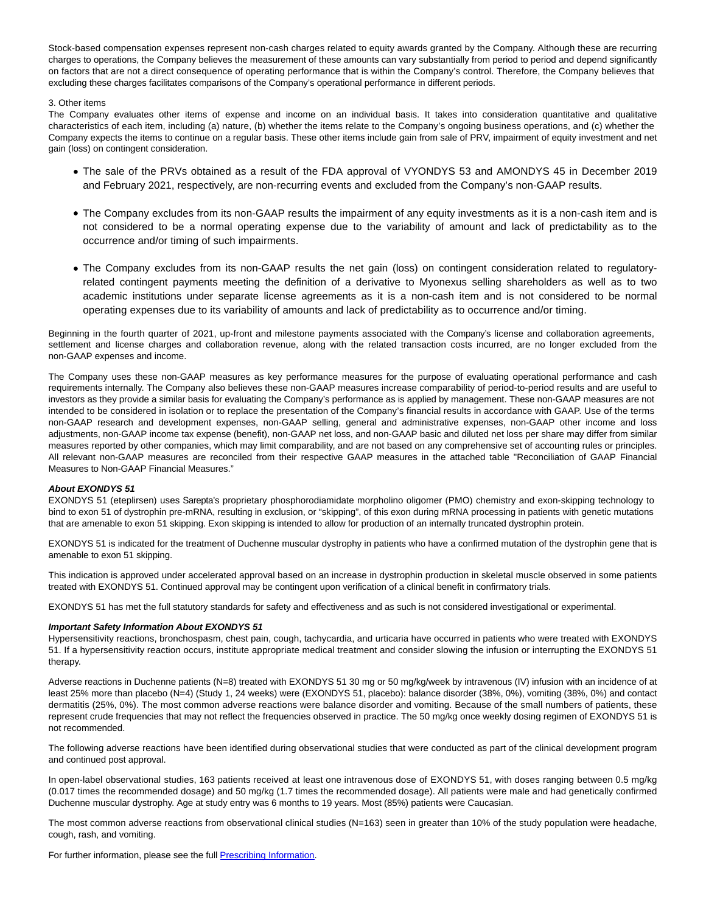Stock-based compensation expenses represent non-cash charges related to equity awards granted by the Company. Although these are recurring charges to operations, the Company believes the measurement of these amounts can vary substantially from period to period and depend significantly on factors that are not a direct consequence of operating performance that is within the Company's control. Therefore, the Company believes that excluding these charges facilitates comparisons of the Company's operational performance in different periods.

3. Other items

The Company evaluates other items of expense and income on an individual basis. It takes into consideration quantitative and qualitative characteristics of each item, including (a) nature, (b) whether the items relate to the Company's ongoing business operations, and (c) whether the Company expects the items to continue on a regular basis. These other items include gain from sale of PRV, impairment of equity investment and net gain (loss) on contingent consideration.

- The sale of the PRVs obtained as a result of the FDA approval of VYONDYS 53 and AMONDYS 45 in December 2019 and February 2021, respectively, are non-recurring events and excluded from the Company's non-GAAP results.
- The Company excludes from its non-GAAP results the impairment of any equity investments as it is a non-cash item and is not considered to be a normal operating expense due to the variability of amount and lack of predictability as to the occurrence and/or timing of such impairments.
- The Company excludes from its non-GAAP results the net gain (loss) on contingent consideration related to regulatory-related contingent payments meeting the definition of a derivative to Myonexus selling shareholders as well as to two academic institutions under separate license agreements as it is a non-cash item and is not considered to be normal operating expenses due to its variability of amounts and lack of predictability as to occurrence and/or timing.

Beginning in the fourth quarter of 2021, up-front and milestone payments associated with the Company's license and collaboration agreements, settlement and license charges and collaboration revenue, along with the related transaction costs incurred, are no longer excluded from the non-GAAP expenses and income.

The Company uses these non-GAAP measures as key performance measures for the purpose of evaluating operational performance and cash requirements internally. The Company also believes these non-GAAP measures increase comparability of period-to-period results and are useful to investors as they provide a similar basis for evaluating the Company's performance as is applied by management. These non-GAAP measures are not intended to be considered in isolation or to replace the presentation of the Company's financial results in accordance with GAAP. Use of the terms non-GAAP research and development expenses, non-GAAP selling, general and administrative expenses, non-GAAP other income and loss adjustments, non-GAAP income tax expense (benefit), non-GAAP net loss, and non-GAAP basic and diluted net loss per share may differ from similar measures reported by other companies, which may limit comparability, and are not based on any comprehensive set of accounting rules or principles. All relevant non-GAAP measures are reconciled from their respective GAAP measures in the attached table "Reconciliation of GAAP Financial Measures to Non-GAAP Financial Measures."

***About EXONDYS 51***

EXONDYS 51 (eteplirsen) uses Sarepta's proprietary phosphorodiamidate morpholino oligomer (PMO) chemistry and exon-skipping technology to bind to exon 51 of dystrophin pre-mRNA, resulting in exclusion, or "skipping", of this exon during mRNA processing in patients with genetic mutations that are amenable to exon 51 skipping. Exon skipping is intended to allow for production of an internally truncated dystrophin protein.

EXONDYS 51 is indicated for the treatment of Duchenne muscular dystrophy in patients who have a confirmed mutation of the dystrophin gene that is amenable to exon 51 skipping.

This indication is approved under accelerated approval based on an increase in dystrophin production in skeletal muscle observed in some patients treated with EXONDYS 51. Continued approval may be contingent upon verification of a clinical benefit in confirmatory trials.

EXONDYS 51 has met the full statutory standards for safety and effectiveness and as such is not considered investigational or experimental.

***Important Safety Information About EXONDYS 51***

Hypersensitivity reactions, bronchospasm, chest pain, cough, tachycardia, and urticaria have occurred in patients who were treated with EXONDYS 51. If a hypersensitivity reaction occurs, institute appropriate medical treatment and consider slowing the infusion or interrupting the EXONDYS 51 therapy.

Adverse reactions in Duchenne patients (N=8) treated with EXONDYS 51 30 mg or 50 mg/kg/week by intravenous (IV) infusion with an incidence of at least 25% more than placebo (N=4) (Study 1, 24 weeks) were (EXONDYS 51, placebo): balance disorder (38%, 0%), vomiting (38%, 0%) and contact dermatitis (25%, 0%). The most common adverse reactions were balance disorder and vomiting. Because of the small numbers of patients, these represent crude frequencies that may not reflect the frequencies observed in practice. The 50 mg/kg once weekly dosing regimen of EXONDYS 51 is not recommended.

The following adverse reactions have been identified during observational studies that were conducted as part of the clinical development program and continued post approval.

In open-label observational studies, 163 patients received at least one intravenous dose of EXONDYS 51, with doses ranging between 0.5 mg/kg (0.017 times the recommended dosage) and 50 mg/kg (1.7 times the recommended dosage). All patients were male and had genetically confirmed Duchenne muscular dystrophy. Age at study entry was 6 months to 19 years. Most (85%) patients were Caucasian.

The most common adverse reactions from observational clinical studies (N=163) seen in greater than 10% of the study population were headache, cough, rash, and vomiting.

For further information, please see the full Prescribing Information.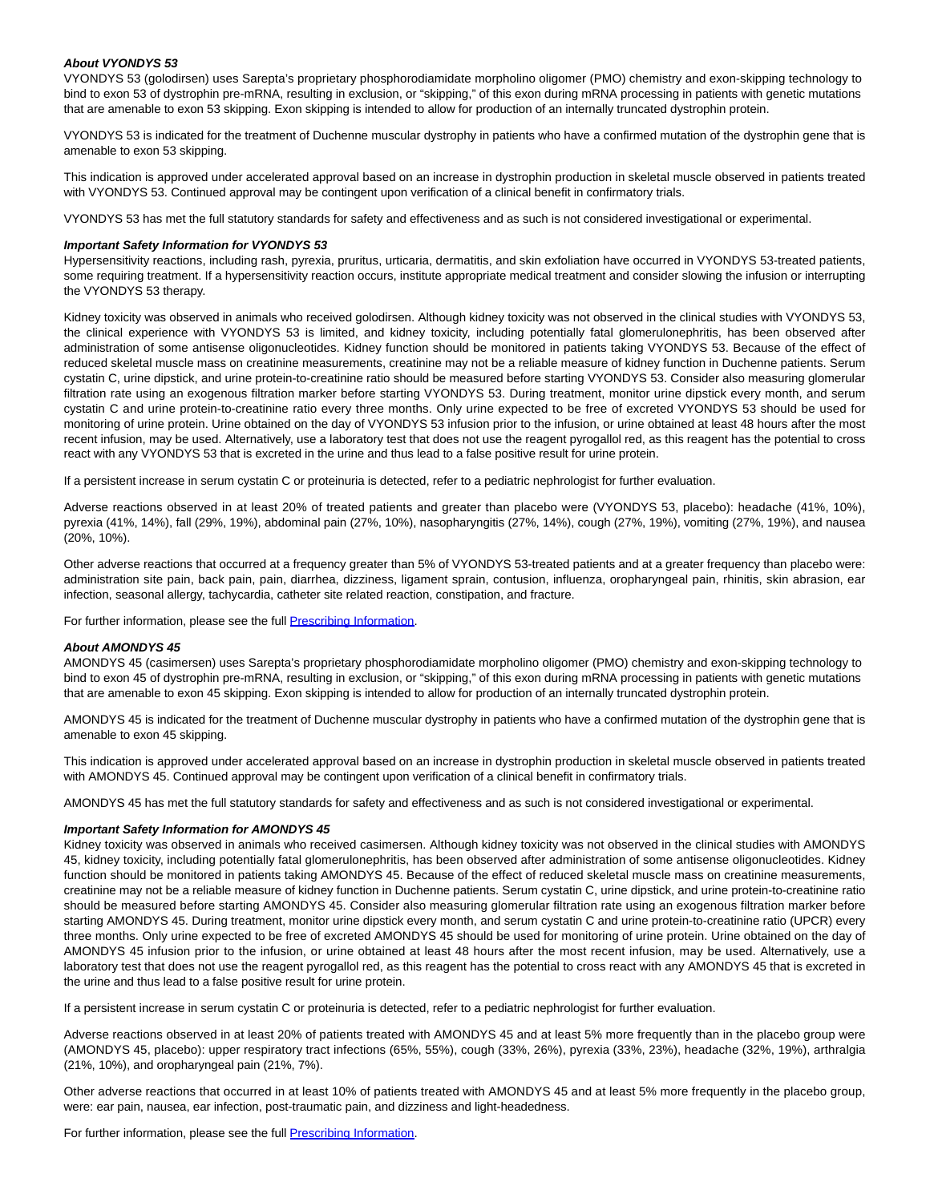***About VYONDYS 53***

VYONDYS 53 (golodirsen) uses Sarepta's proprietary phosphorodiamidate morpholino oligomer (PMO) chemistry and exon-skipping technology to bind to exon 53 of dystrophin pre-mRNA, resulting in exclusion, or "skipping," of this exon during mRNA processing in patients with genetic mutations that are amenable to exon 53 skipping. Exon skipping is intended to allow for production of an internally truncated dystrophin protein.

VYONDYS 53 is indicated for the treatment of Duchenne muscular dystrophy in patients who have a confirmed mutation of the dystrophin gene that is amenable to exon 53 skipping.

This indication is approved under accelerated approval based on an increase in dystrophin production in skeletal muscle observed in patients treated with VYONDYS 53. Continued approval may be contingent upon verification of a clinical benefit in confirmatory trials.

VYONDYS 53 has met the full statutory standards for safety and effectiveness and as such is not considered investigational or experimental.

***Important Safety Information for VYONDYS 53***

Hypersensitivity reactions, including rash, pyrexia, pruritus, urticaria, dermatitis, and skin exfoliation have occurred in VYONDYS 53-treated patients, some requiring treatment. If a hypersensitivity reaction occurs, institute appropriate medical treatment and consider slowing the infusion or interrupting the VYONDYS 53 therapy.

Kidney toxicity was observed in animals who received golodirsen. Although kidney toxicity was not observed in the clinical studies with VYONDYS 53, the clinical experience with VYONDYS 53 is limited, and kidney toxicity, including potentially fatal glomerulonephritis, has been observed after administration of some antisense oligonucleotides. Kidney function should be monitored in patients taking VYONDYS 53. Because of the effect of reduced skeletal muscle mass on creatinine measurements, creatinine may not be a reliable measure of kidney function in Duchenne patients. Serum cystatin C, urine dipstick, and urine protein-to-creatinine ratio should be measured before starting VYONDYS 53. Consider also measuring glomerular filtration rate using an exogenous filtration marker before starting VYONDYS 53. During treatment, monitor urine dipstick every month, and serum cystatin C and urine protein-to-creatinine ratio every three months. Only urine expected to be free of excreted VYONDYS 53 should be used for monitoring of urine protein. Urine obtained on the day of VYONDYS 53 infusion prior to the infusion, or urine obtained at least 48 hours after the most recent infusion, may be used. Alternatively, use a laboratory test that does not use the reagent pyrogallol red, as this reagent has the potential to cross react with any VYONDYS 53 that is excreted in the urine and thus lead to a false positive result for urine protein.

If a persistent increase in serum cystatin C or proteinuria is detected, refer to a pediatric nephrologist for further evaluation.

Adverse reactions observed in at least 20% of treated patients and greater than placebo were (VYONDYS 53, placebo): headache (41%, 10%), pyrexia (41%, 14%), fall (29%, 19%), abdominal pain (27%, 10%), nasopharyngitis (27%, 14%), cough (27%, 19%), vomiting (27%, 19%), and nausea (20%, 10%).

Other adverse reactions that occurred at a frequency greater than 5% of VYONDYS 53-treated patients and at a greater frequency than placebo were: administration site pain, back pain, pain, diarrhea, dizziness, ligament sprain, contusion, influenza, oropharyngeal pain, rhinitis, skin abrasion, ear infection, seasonal allergy, tachycardia, catheter site related reaction, constipation, and fracture.

For further information, please see the full Prescribing Information.

***About AMONDYS 45***

AMONDYS 45 (casimersen) uses Sarepta's proprietary phosphorodiamidate morpholino oligomer (PMO) chemistry and exon-skipping technology to bind to exon 45 of dystrophin pre-mRNA, resulting in exclusion, or "skipping," of this exon during mRNA processing in patients with genetic mutations that are amenable to exon 45 skipping. Exon skipping is intended to allow for production of an internally truncated dystrophin protein.

AMONDYS 45 is indicated for the treatment of Duchenne muscular dystrophy in patients who have a confirmed mutation of the dystrophin gene that is amenable to exon 45 skipping.

This indication is approved under accelerated approval based on an increase in dystrophin production in skeletal muscle observed in patients treated with AMONDYS 45. Continued approval may be contingent upon verification of a clinical benefit in confirmatory trials.

AMONDYS 45 has met the full statutory standards for safety and effectiveness and as such is not considered investigational or experimental.

***Important Safety Information for AMONDYS 45***

Kidney toxicity was observed in animals who received casimersen. Although kidney toxicity was not observed in the clinical studies with AMONDYS 45, kidney toxicity, including potentially fatal glomerulonephritis, has been observed after administration of some antisense oligonucleotides. Kidney function should be monitored in patients taking AMONDYS 45. Because of the effect of reduced skeletal muscle mass on creatinine measurements, creatinine may not be a reliable measure of kidney function in Duchenne patients. Serum cystatin C, urine dipstick, and urine protein-to-creatinine ratio should be measured before starting AMONDYS 45. Consider also measuring glomerular filtration rate using an exogenous filtration marker before starting AMONDYS 45. During treatment, monitor urine dipstick every month, and serum cystatin C and urine protein-to-creatinine ratio (UPCR) every three months. Only urine expected to be free of excreted AMONDYS 45 should be used for monitoring of urine protein. Urine obtained on the day of AMONDYS 45 infusion prior to the infusion, or urine obtained at least 48 hours after the most recent infusion, may be used. Alternatively, use a laboratory test that does not use the reagent pyrogallol red, as this reagent has the potential to cross react with any AMONDYS 45 that is excreted in the urine and thus lead to a false positive result for urine protein.

If a persistent increase in serum cystatin C or proteinuria is detected, refer to a pediatric nephrologist for further evaluation.

Adverse reactions observed in at least 20% of patients treated with AMONDYS 45 and at least 5% more frequently than in the placebo group were (AMONDYS 45, placebo): upper respiratory tract infections (65%, 55%), cough (33%, 26%), pyrexia (33%, 23%), headache (32%, 19%), arthralgia (21%, 10%), and oropharyngeal pain (21%, 7%).

Other adverse reactions that occurred in at least 10% of patients treated with AMONDYS 45 and at least 5% more frequently in the placebo group, were: ear pain, nausea, ear infection, post-traumatic pain, and dizziness and light-headedness.

For further information, please see the full Prescribing Information.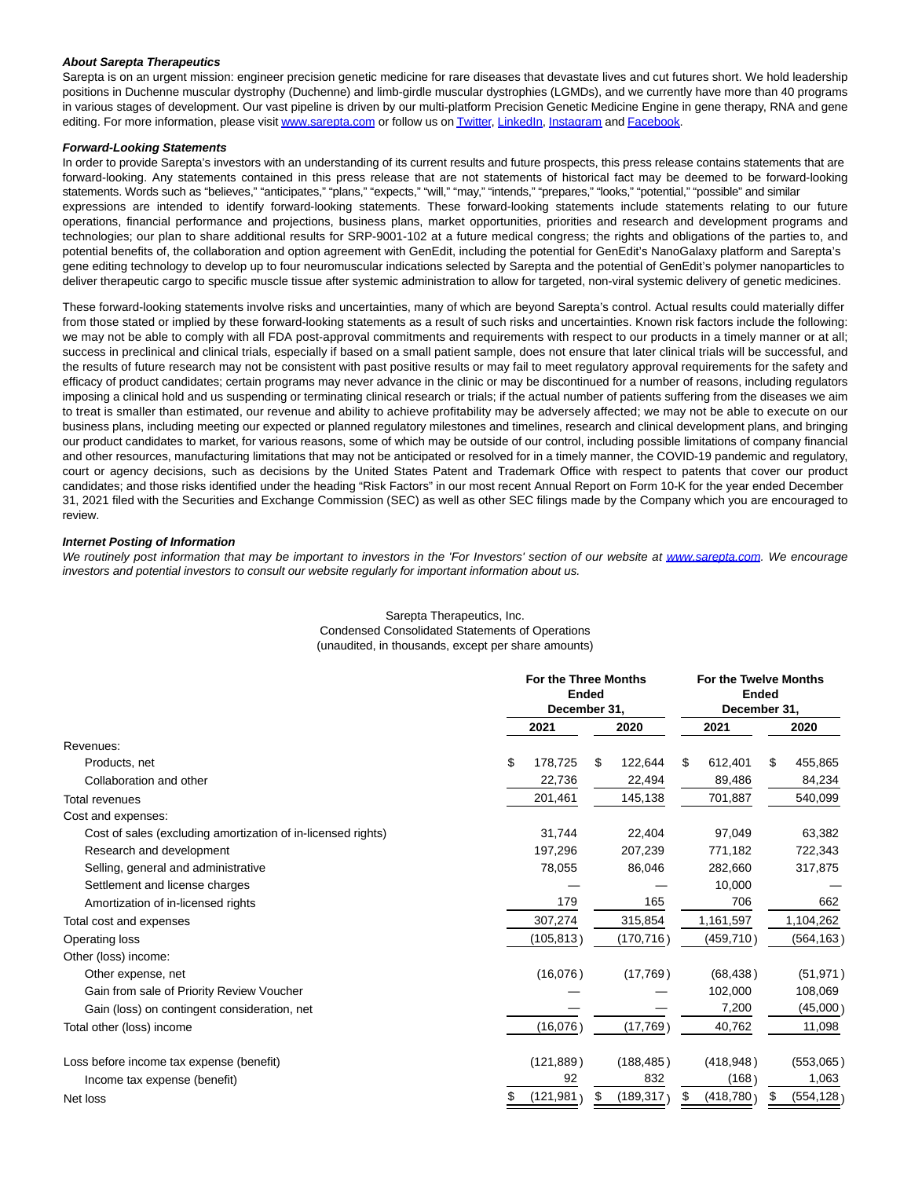### About Sarepta Therapeutics

Sarepta is on an urgent mission: engineer precision genetic medicine for rare diseases that devastate lives and cut futures short. We hold leadership positions in Duchenne muscular dystrophy (Duchenne) and limb-girdle muscular dystrophies (LGMDs), and we currently have more than 40 programs in various stages of development. Our vast pipeline is driven by our multi-platform Precision Genetic Medicine Engine in gene therapy, RNA and gene editing. For more information, please visit [www.sarepta.com](www.sarepta.com) or follow us on [Twitter](), [LinkedIn](), [Instagram]() and [Facebook]().

### Forward-Looking Statements

In order to provide Sarepta's investors with an understanding of its current results and future prospects, this press release contains statements that are forward-looking. Any statements contained in this press release that are not statements of historical fact may be deemed to be forward-looking statements. Words such as "believes," "anticipates," "plans," "expects," "will," "may," "intends," "prepares," "looks," "potential," "possible" and similar expressions are intended to identify forward-looking statements. These forward-looking statements include statements relating to our future operations, financial performance and projections, business plans, market opportunities, priorities and research and development programs and technologies; our plan to share additional results for SRP-9001-102 at a future medical congress; the rights and obligations of the parties to, and potential benefits of, the collaboration and option agreement with GenEdit, including the potential for GenEdit's NanoGalaxy platform and Sarepta's gene editing technology to develop up to four neuromuscular indications selected by Sarepta and the potential of GenEdit's polymer nanoparticles to deliver therapeutic cargo to specific muscle tissue after systemic administration to allow for targeted, non-viral systemic delivery of genetic medicines.

These forward-looking statements involve risks and uncertainties, many of which are beyond Sarepta's control. Actual results could materially differ from those stated or implied by these forward-looking statements as a result of such risks and uncertainties. Known risk factors include the following: we may not be able to comply with all FDA post-approval commitments and requirements with respect to our products in a timely manner or at all; success in preclinical and clinical trials, especially if based on a small patient sample, does not ensure that later clinical trials will be successful, and the results of future research may not be consistent with past positive results or may fail to meet regulatory approval requirements for the safety and efficacy of product candidates; certain programs may never advance in the clinic or may be discontinued for a number of reasons, including regulators imposing a clinical hold and us suspending or terminating clinical research or trials; if the actual number of patients suffering from the diseases we aim to treat is smaller than estimated, our revenue and ability to achieve profitability may be adversely affected; we may not be able to execute on our business plans, including meeting our expected or planned regulatory milestones and timelines, research and clinical development plans, and bringing our product candidates to market, for various reasons, some of which may be outside of our control, including possible limitations of company financial and other resources, manufacturing limitations that may not be anticipated or resolved for in a timely manner, the COVID-19 pandemic and regulatory, court or agency decisions, such as decisions by the United States Patent and Trademark Office with respect to patents that cover our product candidates; and those risks identified under the heading "Risk Factors" in our most recent Annual Report on Form 10-K for the year ended December 31, 2021 filed with the Securities and Exchange Commission (SEC) as well as other SEC filings made by the Company which you are encouraged to review.

### Internet Posting of Information

*We routinely post information that may be important to investors in the 'For Investors' section of our website at [www.sarepta.com](www.sarepta.com). We encourage investors and potential investors to consult our website regularly for important information about us.*

Sarepta Therapeutics, Inc.
Condensed Consolidated Statements of Operations
(unaudited, in thousands, except per share amounts)

| | For the Three Months Ended December 31, | | For the Twelve Months Ended December 31, | |
|---|---|---|---|---|
| | 2021 | 2020 | 2021 | 2020 |
| Revenues: | | | | |
| Products, net | $ 178,725 | $ 122,644 | $ 612,401 | $ 455,865 |
| Collaboration and other | 22,736 | 22,494 | 89,486 | 84,234 |
| Total revenues | 201,461 | 145,138 | 701,887 | 540,099 |
| Cost and expenses: | | | | |
| Cost of sales (excluding amortization of in-licensed rights) | 31,744 | 22,404 | 97,049 | 63,382 |
| Research and development | 197,296 | 207,239 | 771,182 | 722,343 |
| Selling, general and administrative | 78,055 | 86,046 | 282,660 | 317,875 |
| Settlement and license charges | — | — | 10,000 | — |
| Amortization of in-licensed rights | 179 | 165 | 706 | 662 |
| Total cost and expenses | 307,274 | 315,854 | 1,161,597 | 1,104,262 |
| Operating loss | (105,813) | (170,716) | (459,710) | (564,163) |
| Other (loss) income: | | | | |
| Other expense, net | (16,076) | (17,769) | (68,438) | (51,971) |
| Gain from sale of Priority Review Voucher | — | — | 102,000 | 108,069 |
| Gain (loss) on contingent consideration, net | — | — | 7,200 | (45,000) |
| Total other (loss) income | (16,076) | (17,769) | 40,762 | 11,098 |
| Loss before income tax expense (benefit) | (121,889) | (188,485) | (418,948) | (553,065) |
| Income tax expense (benefit) | 92 | 832 | (168) | 1,063 |
| Net loss | $ (121,981) | $ (189,317) | $ (418,780) | $ (554,128) |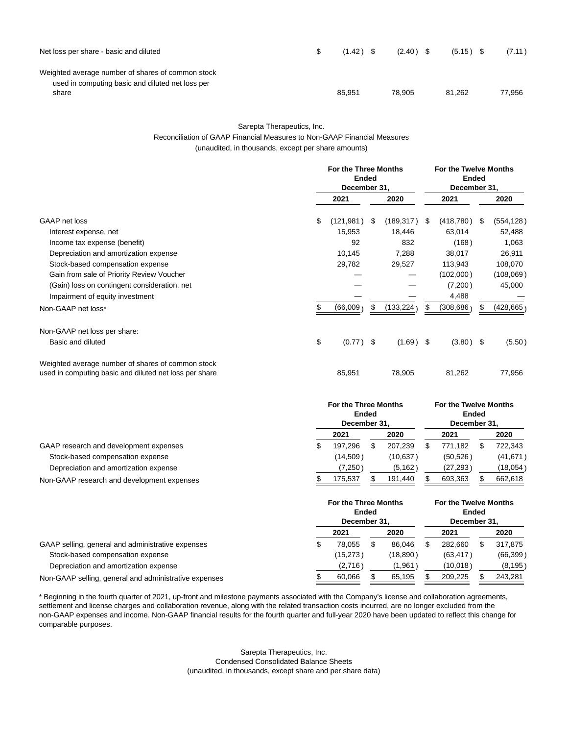| | | | | |
|---|---|---|---|---|
| Net loss per share - basic and diluted | $ (1.42) | $ (2.40) | $ (5.15) | $ (7.11) |
| Weighted average number of shares of common stock used in computing basic and diluted net loss per share | 85,951 | 78,905 | 81,262 | 77,956 |

Sarepta Therapeutics, Inc.
Reconciliation of GAAP Financial Measures to Non-GAAP Financial Measures
(unaudited, in thousands, except per share amounts)

| | For the Three Months Ended December 31, | | For the Twelve Months Ended December 31, | |
|---|---|---|---|---|
| | 2021 | 2020 | 2021 | 2020 |
| GAAP net loss | $ (121,981) | $ (189,317) | $ (418,780) | $ (554,128) |
| Interest expense, net | 15,953 | 18,446 | 63,014 | 52,488 |
| Income tax expense (benefit) | 92 | 832 | (168) | 1,063 |
| Depreciation and amortization expense | 10,145 | 7,288 | 38,017 | 26,911 |
| Stock-based compensation expense | 29,782 | 29,527 | 113,943 | 108,070 |
| Gain from sale of Priority Review Voucher | — | — | (102,000) | (108,069) |
| (Gain) loss on contingent consideration, net | — | — | (7,200) | 45,000 |
| Impairment of equity investment | — | — | 4,488 | — |
| Non-GAAP net loss* | $ (66,009) | $ (133,224) | $ (308,686) | $ (428,665) |
| Non-GAAP net loss per share: | | | | |
| Basic and diluted | $ (0.77) | $ (1.69) | $ (3.80) | $ (5.50) |
| Weighted average number of shares of common stock used in computing basic and diluted net loss per share | 85,951 | 78,905 | 81,262 | 77,956 |

| | For the Three Months Ended December 31, | | For the Twelve Months Ended December 31, | |
|---|---|---|---|---|
| | 2021 | 2020 | 2021 | 2020 |
| GAAP research and development expenses | $ 197,296 | $ 207,239 | $ 771,182 | $ 722,343 |
| Stock-based compensation expense | (14,509) | (10,637) | (50,526) | (41,671) |
| Depreciation and amortization expense | (7,250) | (5,162) | (27,293) | (18,054) |
| Non-GAAP research and development expenses | $ 175,537 | $ 191,440 | $ 693,363 | $ 662,618 |

| | For the Three Months Ended December 31, | | For the Twelve Months Ended December 31, | |
|---|---|---|---|---|
| | 2021 | 2020 | 2021 | 2020 |
| GAAP selling, general and administrative expenses | $ 78,055 | $ 86,046 | $ 282,660 | $ 317,875 |
| Stock-based compensation expense | (15,273) | (18,890) | (63,417) | (66,399) |
| Depreciation and amortization expense | (2,716) | (1,961) | (10,018) | (8,195) |
| Non-GAAP selling, general and administrative expenses | $ 60,066 | $ 65,195 | $ 209,225 | $ 243,281 |

* Beginning in the fourth quarter of 2021, up-front and milestone payments associated with the Company's license and collaboration agreements, settlement and license charges and collaboration revenue, along with the related transaction costs incurred, are no longer excluded from the non-GAAP expenses and income. Non-GAAP financial results for the fourth quarter and full-year 2020 have been updated to reflect this change for comparable purposes.

Sarepta Therapeutics, Inc.
Condensed Consolidated Balance Sheets
(unaudited, in thousands, except share and per share data)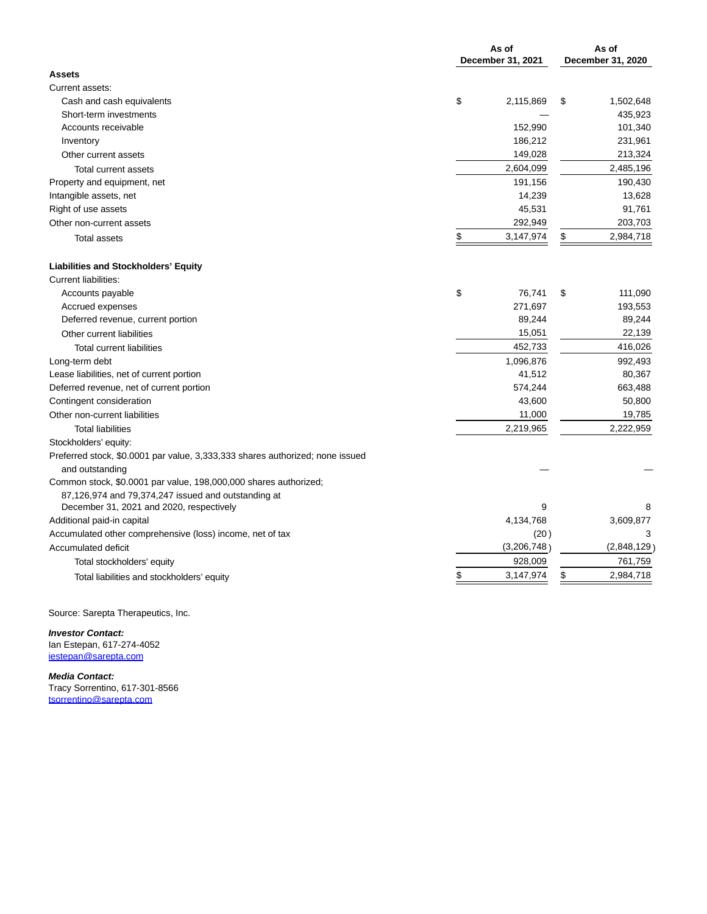| | As of December 31, 2021 | As of December 31, 2020 |
|---|---|---|
| **Assets** | | |
| Current assets: | | |
| Cash and cash equivalents | $ 2,115,869 | $ 1,502,648 |
| Short-term investments | — | 435,923 |
| Accounts receivable | 152,990 | 101,340 |
| Inventory | 186,212 | 231,961 |
| Other current assets | 149,028 | 213,324 |
| Total current assets | 2,604,099 | 2,485,196 |
| Property and equipment, net | 191,156 | 190,430 |
| Intangible assets, net | 14,239 | 13,628 |
| Right of use assets | 45,531 | 91,761 |
| Other non-current assets | 292,949 | 203,703 |
| Total assets | $ 3,147,974 | $ 2,984,718 |
| **Liabilities and Stockholders' Equity** | | |
| Current liabilities: | | |
| Accounts payable | $ 76,741 | $ 111,090 |
| Accrued expenses | 271,697 | 193,553 |
| Deferred revenue, current portion | 89,244 | 89,244 |
| Other current liabilities | 15,051 | 22,139 |
| Total current liabilities | 452,733 | 416,026 |
| Long-term debt | 1,096,876 | 992,493 |
| Lease liabilities, net of current portion | 41,512 | 80,367 |
| Deferred revenue, net of current portion | 574,244 | 663,488 |
| Contingent consideration | 43,600 | 50,800 |
| Other non-current liabilities | 11,000 | 19,785 |
| Total liabilities | 2,219,965 | 2,222,959 |
| Stockholders' equity: | | |
| Preferred stock, $0.0001 par value, 3,333,333 shares authorized; none issued and outstanding | — | — |
| Common stock, $0.0001 par value, 198,000,000 shares authorized; 87,126,974 and 79,374,247 issued and outstanding at December 31, 2021 and 2020, respectively | 9 | 8 |
| Additional paid-in capital | 4,134,768 | 3,609,877 |
| Accumulated other comprehensive (loss) income, net of tax | (20) | 3 |
| Accumulated deficit | (3,206,748) | (2,848,129) |
| Total stockholders' equity | 928,009 | 761,759 |
| Total liabilities and stockholders' equity | $ 3,147,974 | $ 2,984,718 |

Source: Sarepta Therapeutics, Inc.

***Investor Contact:***
Ian Estepan, 617-274-4052
iestepan@sarepta.com

***Media Contact:***
Tracy Sorrentino, 617-301-8566
tsorrentino@sarepta.com